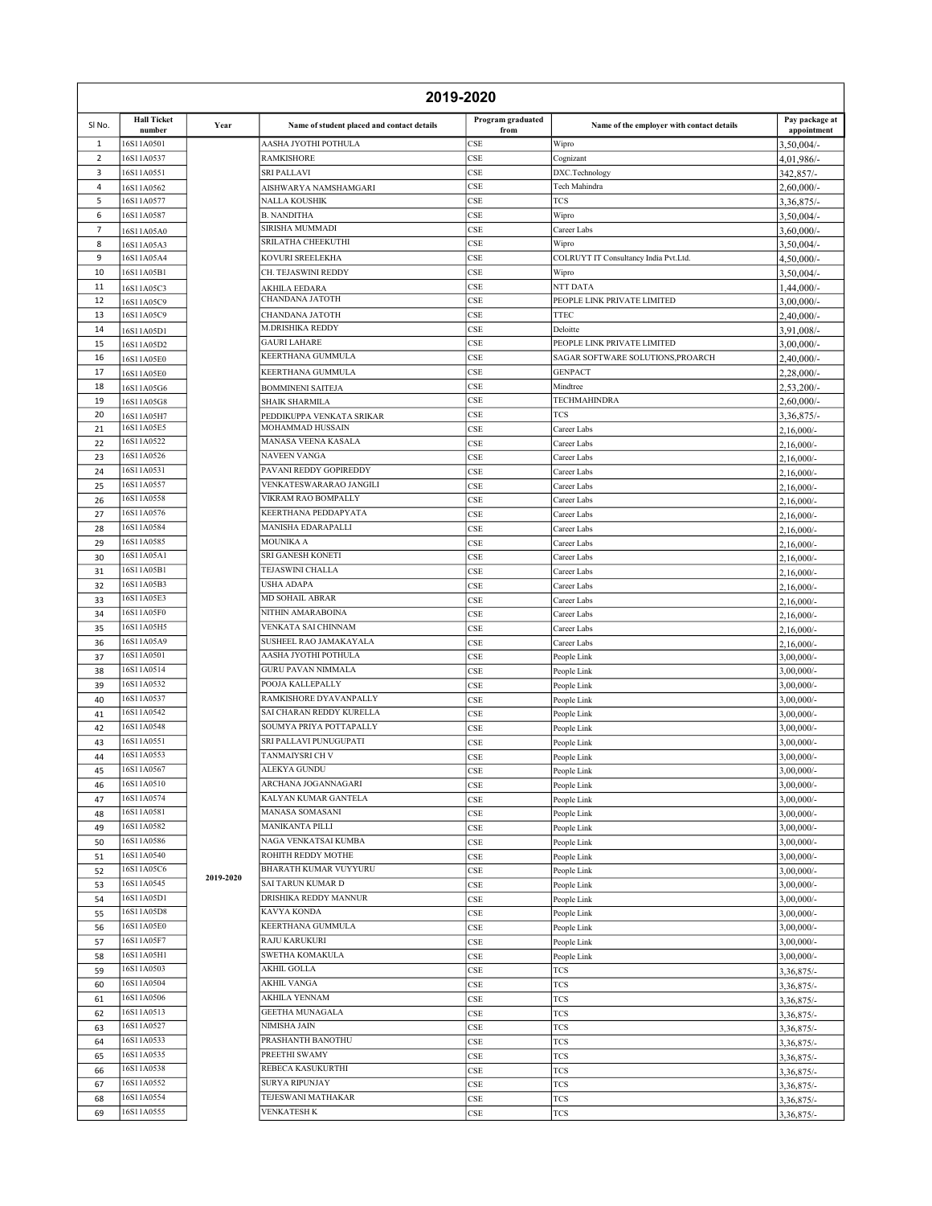## 2019-2020

| Sl No. | Hall Ticket number | Year | Name of student placed and contact details | Program graduated from | Name of the employer with contact details | Pay package at appointment |
|---|---|---|---|---|---|---|
| 1 | 16S11A0501 | 2019-2020 | AASHA JYOTHI POTHULA | CSE | Wipro | 3,50,004/- |
| 2 | 16S11A0537 | | RAMKISHORE | CSE | Cognizant | 4,01,986/- |
| 3 | 16S11A0551 | | SRI PALLAVI | CSE | DXC.Technology | 342,857/- |
| 4 | 16S11A0562 | | AISHWARYA NAMSHAMGARI | CSE | Tech Mahindra | 2,60,000/- |
| 5 | 16S11A0577 | | NALLA KOUSHIK | CSE | TCS | 3,36,875/- |
| 6 | 16S11A0587 | | B. NANDITHA | CSE | Wipro | 3,50,004/- |
| 7 | 16S11A05A0 | | SIRISHA MUMMADI | CSE | Career Labs | 3,60,000/- |
| 8 | 16S11A05A3 | | SRILATHA CHEEKUTHI | CSE | Wipro | 3,50,004/- |
| 9 | 16S11A05A4 | | KOVURI SREELEKHA | CSE | COLRUYT IT Consultancy India Pvt.Ltd. | 4,50,000/- |
| 10 | 16S11A05B1 | | CH. TEJASWINI REDDY | CSE | Wipro | 3,50,004/- |
| 11 | 16S11A05C3 | | AKHILA EEDARA | CSE | NTT DATA | 1,44,000/- |
| 12 | 16S11A05C9 | | CHANDANA JATOTH | CSE | PEOPLE LINK PRIVATE LIMITED | 3,00,000/- |
| 13 | 16S11A05C9 | | CHANDANA JATOTH | CSE | TTEC | 2,40,000/- |
| 14 | 16S11A05D1 | | M.DRISHIKA REDDY | CSE | Deloitte | 3,91,008/- |
| 15 | 16S11A05D2 | | GAURI LAHARE | CSE | PEOPLE LINK PRIVATE LIMITED | 3,00,000/- |
| 16 | 16S11A05E0 | | KEERTHANA GUMMULA | CSE | SAGAR SOFTWARE SOLUTIONS,PROARCH | 2,40,000/- |
| 17 | 16S11A05E0 | | KEERTHANA GUMMULA | CSE | GENPACT | 2,28,000/- |
| 18 | 16S11A05G6 | | BOMMINENI SAITEJA | CSE | Mindtree | 2,53,200/- |
| 19 | 16S11A05G8 | | SHAIK SHARMILA | CSE | TECHMAHINDRA | 2,60,000/- |
| 20 | 16S11A05H7 | | PEDDIKUPPA VENKATA SRIKAR | CSE | TCS | 3,36,875/- |
| 21 | 16S11A05E5 | | MOHAMMAD HUSSAIN | CSE | Career Labs | 2,16,000/- |
| 22 | 16S11A0522 | | MANASA VEENA KASALA | CSE | Career Labs | 2,16,000/- |
| 23 | 16S11A0526 | | NAVEEN VANGA | CSE | Career Labs | 2,16,000/- |
| 24 | 16S11A0531 | | PAVANI REDDY GOPIREDDY | CSE | Career Labs | 2,16,000/- |
| 25 | 16S11A0557 | | VENKATESWARARAO JANGILI | CSE | Career Labs | 2,16,000/- |
| 26 | 16S11A0558 | | VIKRAM RAO BOMPALLY | CSE | Career Labs | 2,16,000/- |
| 27 | 16S11A0576 | | KEERTHANA PEDDAPYATA | CSE | Career Labs | 2,16,000/- |
| 28 | 16S11A0584 | | MANISHA EDARAPALLI | CSE | Career Labs | 2,16,000/- |
| 29 | 16S11A0585 | | MOUNIKA A | CSE | Career Labs | 2,16,000/- |
| 30 | 16S11A05A1 | | SRI GANESH KONETI | CSE | Career Labs | 2,16,000/- |
| 31 | 16S11A05B1 | | TEJASWINI CHALLA | CSE | Career Labs | 2,16,000/- |
| 32 | 16S11A05B3 | | USHA ADAPA | CSE | Career Labs | 2,16,000/- |
| 33 | 16S11A05E3 | | MD SOHAIL ABRAR | CSE | Career Labs | 2,16,000/- |
| 34 | 16S11A05F0 | | NITHIN AMARABOINA | CSE | Career Labs | 2,16,000/- |
| 35 | 16S11A05H5 | | VENKATA SAI CHINNAM | CSE | Career Labs | 2,16,000/- |
| 36 | 16S11A05A9 | | SUSHEEL RAO JAMAKAYALA | CSE | Career Labs | 2,16,000/- |
| 37 | 16S11A0501 | | AASHA JYOTHI POTHULA | CSE | People Link | 3,00,000/- |
| 38 | 16S11A0514 | | GURU PAVAN NIMMALA | CSE | People Link | 3,00,000/- |
| 39 | 16S11A0532 | | POOJA KALLEPALLY | CSE | People Link | 3,00,000/- |
| 40 | 16S11A0537 | | RAMKISHORE DYAVANPALLY | CSE | People Link | 3,00,000/- |
| 41 | 16S11A0542 | | SAI CHARAN REDDY KURELLA | CSE | People Link | 3,00,000/- |
| 42 | 16S11A0548 | | SOUMYA PRIYA POTTAPALLY | CSE | People Link | 3,00,000/- |
| 43 | 16S11A0551 | | SRI PALLAVI PUNUGUPATI | CSE | People Link | 3,00,000/- |
| 44 | 16S11A0553 | | TANMAIYSRI CH V | CSE | People Link | 3,00,000/- |
| 45 | 16S11A0567 | | ALEKYA GUNDU | CSE | People Link | 3,00,000/- |
| 46 | 16S11A0510 | | ARCHANA JOGANNAGARI | CSE | People Link | 3,00,000/- |
| 47 | 16S11A0574 | | KALYAN KUMAR GANTELA | CSE | People Link | 3,00,000/- |
| 48 | 16S11A0581 | | MANASA SOMASANI | CSE | People Link | 3,00,000/- |
| 49 | 16S11A0582 | | MANIKANTA PILLI | CSE | People Link | 3,00,000/- |
| 50 | 16S11A0586 | | NAGA VENKATSAI KUMBA | CSE | People Link | 3,00,000/- |
| 51 | 16S11A0540 | | ROHITH REDDY MOTHE | CSE | People Link | 3,00,000/- |
| 52 | 16S11A05C6 | | BHARATH KUMAR VUYYURU | CSE | People Link | 3,00,000/- |
| 53 | 16S11A0545 | | SAI TARUN KUMAR D | CSE | People Link | 3,00,000/- |
| 54 | 16S11A05D1 | | DRISHIKA REDDY MANNUR | CSE | People Link | 3,00,000/- |
| 55 | 16S11A05D8 | | KAVYA KONDA | CSE | People Link | 3,00,000/- |
| 56 | 16S11A05E0 | | KEERTHANA GUMMULA | CSE | People Link | 3,00,000/- |
| 57 | 16S11A05F7 | | RAJU KARUKURI | CSE | People Link | 3,00,000/- |
| 58 | 16S11A05H1 | | SWETHA KOMAKULA | CSE | People Link | 3,00,000/- |
| 59 | 16S11A0503 | | AKHIL GOLLA | CSE | TCS | 3,36,875/- |
| 60 | 16S11A0504 | | AKHIL VANGA | CSE | TCS | 3,36,875/- |
| 61 | 16S11A0506 | | AKHILA YENNAM | CSE | TCS | 3,36,875/- |
| 62 | 16S11A0513 | | GEETHA MUNAGALA | CSE | TCS | 3,36,875/- |
| 63 | 16S11A0527 | | NIMISHA JAIN | CSE | TCS | 3,36,875/- |
| 64 | 16S11A0533 | | PRASHANTH BANOTHU | CSE | TCS | 3,36,875/- |
| 65 | 16S11A0535 | | PREETHI SWAMY | CSE | TCS | 3,36,875/- |
| 66 | 16S11A0538 | | REBECA KASUKURTHI | CSE | TCS | 3,36,875/- |
| 67 | 16S11A0552 | | SURYA RIPUNJAY | CSE | TCS | 3,36,875/- |
| 68 | 16S11A0554 | | TEJESWANI MATHAKAR | CSE | TCS | 3,36,875/- |
| 69 | 16S11A0555 | | VENKATESH K | CSE | TCS | 3,36,875/- |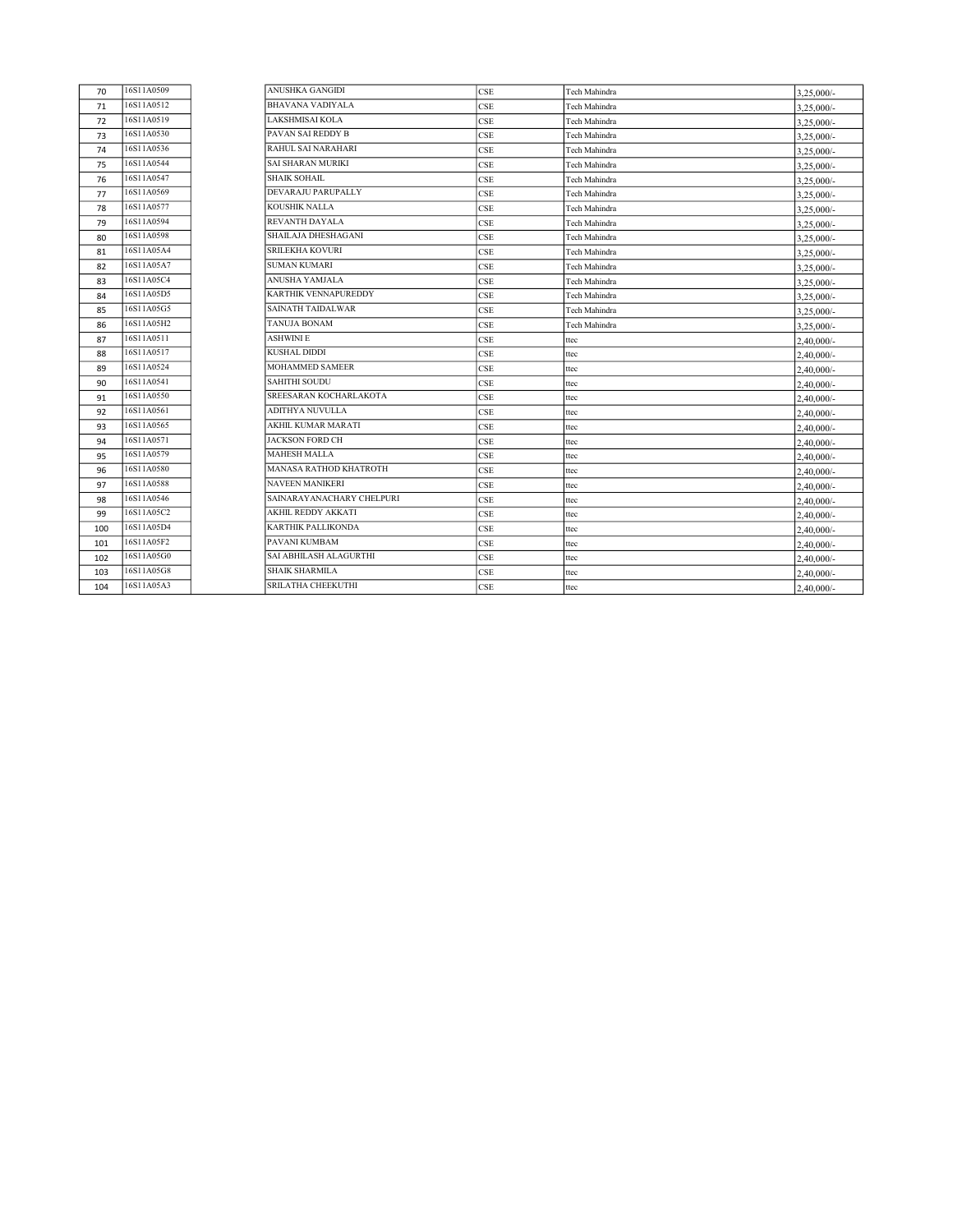| 70 | 16S11A0509 | | ANUSHKA GANGIDI | CSE | Tech Mahindra | 3,25,000/- |
|---|---|---|---|---|---|---|
| 71 | 16S11A0512 | | BHAVANA VADIYALA | CSE | Tech Mahindra | 3,25,000/- |
| 72 | 16S11A0519 | | LAKSHMISAI KOLA | CSE | Tech Mahindra | 3,25,000/- |
| 73 | 16S11A0530 | | PAVAN SAI REDDY B | CSE | Tech Mahindra | 3,25,000/- |
| 74 | 16S11A0536 | | RAHUL SAI NARAHARI | CSE | Tech Mahindra | 3,25,000/- |
| 75 | 16S11A0544 | | SAI SHARAN MURIKI | CSE | Tech Mahindra | 3,25,000/- |
| 76 | 16S11A0547 | | SHAIK SOHAIL | CSE | Tech Mahindra | 3,25,000/- |
| 77 | 16S11A0569 | | DEVARAJU PARUPALLY | CSE | Tech Mahindra | 3,25,000/- |
| 78 | 16S11A0577 | | KOUSHIK NALLA | CSE | Tech Mahindra | 3,25,000/- |
| 79 | 16S11A0594 | | REVANTH DAYALA | CSE | Tech Mahindra | 3,25,000/- |
| 80 | 16S11A0598 | | SHAILAJA DHESHAGANI | CSE | Tech Mahindra | 3,25,000/- |
| 81 | 16S11A05A4 | | SRILEKHA KOVURI | CSE | Tech Mahindra | 3,25,000/- |
| 82 | 16S11A05A7 | | SUMAN KUMARI | CSE | Tech Mahindra | 3,25,000/- |
| 83 | 16S11A05C4 | | ANUSHA YAMJALA | CSE | Tech Mahindra | 3,25,000/- |
| 84 | 16S11A05D5 | | KARTHIK VENNAPUREDDY | CSE | Tech Mahindra | 3,25,000/- |
| 85 | 16S11A05G5 | | SAINATH TAIDALWAR | CSE | Tech Mahindra | 3,25,000/- |
| 86 | 16S11A05H2 | | TANUJA BONAM | CSE | Tech Mahindra | 3,25,000/- |
| 87 | 16S11A0511 | | ASHWINI E | CSE | ttec | 2,40,000/- |
| 88 | 16S11A0517 | | KUSHAL DIDDI | CSE | ttec | 2,40,000/- |
| 89 | 16S11A0524 | | MOHAMMED SAMEER | CSE | ttec | 2,40,000/- |
| 90 | 16S11A0541 | | SAHITHI SOUDU | CSE | ttec | 2,40,000/- |
| 91 | 16S11A0550 | | SREESARAN KOCHARLAKOTA | CSE | ttec | 2,40,000/- |
| 92 | 16S11A0561 | | ADITHYA NUVULLA | CSE | ttec | 2,40,000/- |
| 93 | 16S11A0565 | | AKHIL KUMAR MARATI | CSE | ttec | 2,40,000/- |
| 94 | 16S11A0571 | | JACKSON FORD CH | CSE | ttec | 2,40,000/- |
| 95 | 16S11A0579 | | MAHESH MALLA | CSE | ttec | 2,40,000/- |
| 96 | 16S11A0580 | | MANASA RATHOD KHATROTH | CSE | ttec | 2,40,000/- |
| 97 | 16S11A0588 | | NAVEEN MANIKERI | CSE | ttec | 2,40,000/- |
| 98 | 16S11A0546 | | SAINARAYANACHARY CHELPURI | CSE | ttec | 2,40,000/- |
| 99 | 16S11A05C2 | | AKHIL REDDY AKKATI | CSE | ttec | 2,40,000/- |
| 100 | 16S11A05D4 | | KARTHIK PALLIKONDA | CSE | ttec | 2,40,000/- |
| 101 | 16S11A05F2 | | PAVANI KUMBAM | CSE | ttec | 2,40,000/- |
| 102 | 16S11A05G0 | | SAI ABHILASH ALAGURTHI | CSE | ttec | 2,40,000/- |
| 103 | 16S11A05G8 | | SHAIK SHARMILA | CSE | ttec | 2,40,000/- |
| 104 | 16S11A05A3 | | SRILATHA CHEEKUTHI | CSE | ttec | 2,40,000/- |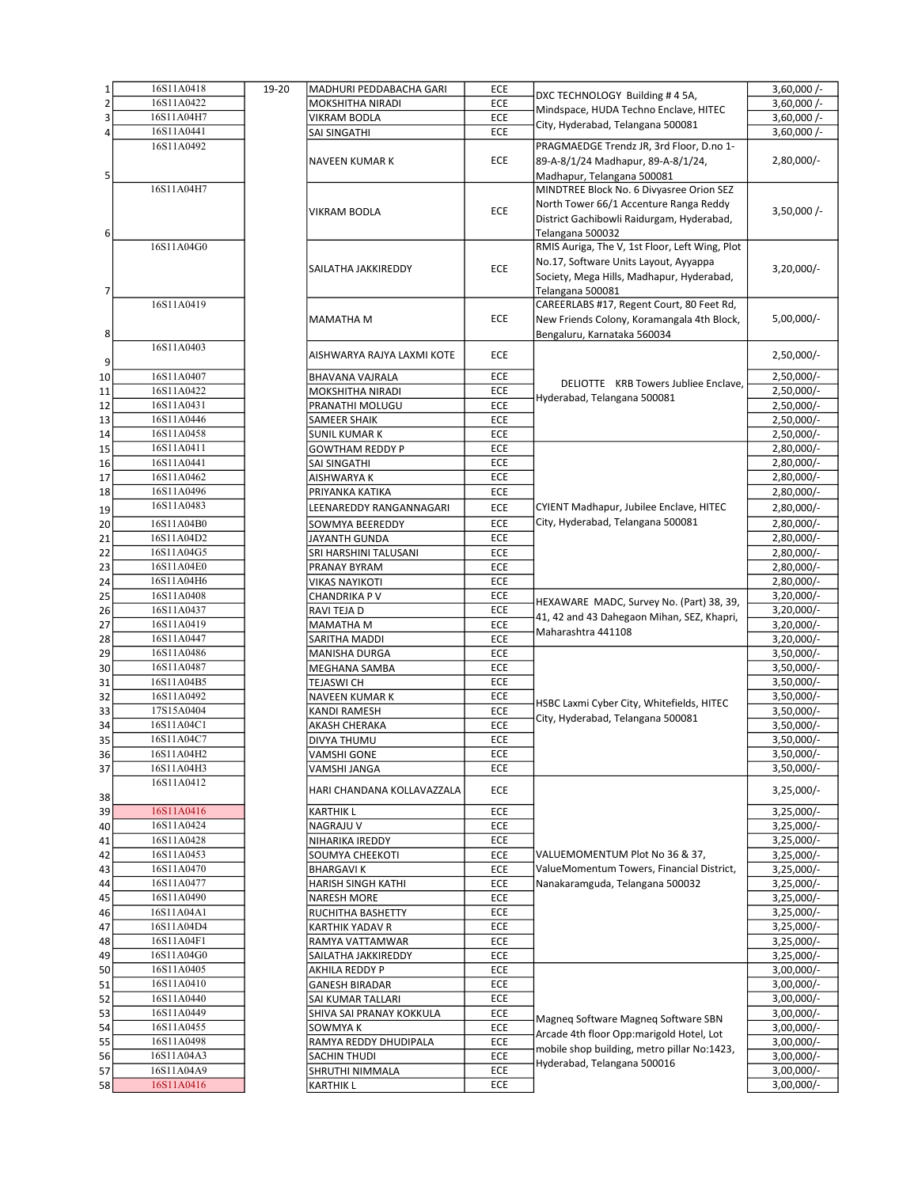| | | | | | | |
|---|---|---|---|---|---|---|
| 1 | 16S11A0418 | 19-20 | MADHURI PEDDABACHA GARI | ECE | DXC TECHNOLOGY Building # 4 5A, Mindspace, HUDA Techno Enclave, HITEC City, Hyderabad, Telangana 500081 | 3,60,000 /- |
| 2 | 16S11A0422 | | MOKSHITHA NIRADI | ECE | | 3,60,000 /- |
| 3 | 16S11A04H7 | | VIKRAM BODLA | ECE | | 3,60,000 /- |
| 4 | 16S11A0441 | | SAI SINGATHI | ECE | | 3,60,000 /- |
| 5 | 16S11A0492 | | NAVEEN KUMAR K | ECE | PRAGMAEDGE Trendz JR, 3rd Floor, D.no 1-89-A-8/1/24 Madhapur, 89-A-8/1/24, Madhapur, Telangana 500081 | 2,80,000/- |
| 6 | 16S11A04H7 | | VIKRAM BODLA | ECE | MINDTREE Block No. 6 Divyasree Orion SEZ North Tower 66/1 Accenture Ranga Reddy District Gachibowli Raidurgam, Hyderabad, Telangana 500032 | 3,50,000 /- |
| 7 | 16S11A04G0 | | SAILATHA JAKKIREDDY | ECE | RMIS Auriga, The V, 1st Floor, Left Wing, Plot No.17, Software Units Layout, Ayyappa Society, Mega Hills, Madhapur, Hyderabad, Telangana 500081 | 3,20,000/- |
| 8 | 16S11A0419 | | MAMATHA M | ECE | CAREERLABS #17, Regent Court, 80 Feet Rd, New Friends Colony, Koramangala 4th Block, Bengaluru, Karnataka 560034 | 5,00,000/- |
| 9 | 16S11A0403 | | AISHWARYA RAJYA LAXMI KOTE | ECE | DELIOTTE KRB Towers Jubliee Enclave, Hyderabad, Telangana 500081 | 2,50,000/- |
| 10 | 16S11A0407 | | BHAVANA VAJRALA | ECE | | 2,50,000/- |
| 11 | 16S11A0422 | | MOKSHITHA NIRADI | ECE | | 2,50,000/- |
| 12 | 16S11A0431 | | PRANATHI MOLUGU | ECE | | 2,50,000/- |
| 13 | 16S11A0446 | | SAMEER SHAIK | ECE | | 2,50,000/- |
| 14 | 16S11A0458 | | SUNIL KUMAR K | ECE | | 2,50,000/- |
| 15 | 16S11A0411 | | GOWTHAM REDDY P | ECE | CYIENT Madhapur, Jubilee Enclave, HITEC City, Hyderabad, Telangana 500081 | 2,80,000/- |
| 16 | 16S11A0441 | | SAI SINGATHI | ECE | | 2,80,000/- |
| 17 | 16S11A0462 | | AISHWARYA K | ECE | | 2,80,000/- |
| 18 | 16S11A0496 | | PRIYANKA KATIKA | ECE | | 2,80,000/- |
| 19 | 16S11A0483 | | LEENAREDDY RANGANNAGARI | ECE | | 2,80,000/- |
| 20 | 16S11A04B0 | | SOWMYA BEEREDDY | ECE | | 2,80,000/- |
| 21 | 16S11A04D2 | | JAYANTH GUNDA | ECE | | 2,80,000/- |
| 22 | 16S11A04G5 | | SRI HARSHINI TALUSANI | ECE | | 2,80,000/- |
| 23 | 16S11A04E0 | | PRANAY BYRAM | ECE | | 2,80,000/- |
| 24 | 16S11A04H6 | | VIKAS NAYIKOTI | ECE | | 2,80,000/- |
| 25 | 16S11A0408 | | CHANDRIKA P V | ECE | HEXAWARE MADC, Survey No. (Part) 38, 39, 41, 42 and 43 Dahegaon Mihan, SEZ, Khapri, Maharashtra 441108 | 3,20,000/- |
| 26 | 16S11A0437 | | RAVI TEJA D | ECE | | 3,20,000/- |
| 27 | 16S11A0419 | | MAMATHA M | ECE | | 3,20,000/- |
| 28 | 16S11A0447 | | SARITHA MADDI | ECE | | 3,20,000/- |
| 29 | 16S11A0486 | | MANISHA DURGA | ECE | HSBC Laxmi Cyber City, Whitefields, HITEC City, Hyderabad, Telangana 500081 | 3,50,000/- |
| 30 | 16S11A0487 | | MEGHANA SAMBA | ECE | | 3,50,000/- |
| 31 | 16S11A04B5 | | TEJASWI CH | ECE | | 3,50,000/- |
| 32 | 16S11A0492 | | NAVEEN KUMAR K | ECE | | 3,50,000/- |
| 33 | 17S15A0404 | | KANDI RAMESH | ECE | | 3,50,000/- |
| 34 | 16S11A04C1 | | AKASH CHERAKA | ECE | | 3,50,000/- |
| 35 | 16S11A04C7 | | DIVYA THUMU | ECE | | 3,50,000/- |
| 36 | 16S11A04H2 | | VAMSHI GONE | ECE | | 3,50,000/- |
| 37 | 16S11A04H3 | | VAMSHI JANGA | ECE | | 3,50,000/- |
| 38 | 16S11A0412 | | HARI CHANDANA KOLLAVAZZALA | ECE | VALUEMOMENTUM Plot No 36 & 37, ValueMomentum Towers, Financial District, Nanakaramguda, Telangana 500032 | 3,25,000/- |
| 39 | 16S11A0416 | | KARTHIK L | ECE | | 3,25,000/- |
| 40 | 16S11A0424 | | NAGRAJU V | ECE | | 3,25,000/- |
| 41 | 16S11A0428 | | NIHARIKA IREDDY | ECE | | 3,25,000/- |
| 42 | 16S11A0453 | | SOUMYA CHEEKOTI | ECE | | 3,25,000/- |
| 43 | 16S11A0470 | | BHARGAVI K | ECE | | 3,25,000/- |
| 44 | 16S11A0477 | | HARISH SINGH KATHI | ECE | | 3,25,000/- |
| 45 | 16S11A0490 | | NARESH MORE | ECE | | 3,25,000/- |
| 46 | 16S11A04A1 | | RUCHITHA BASHETTY | ECE | | 3,25,000/- |
| 47 | 16S11A04D4 | | KARTHIK YADAV R | ECE | | 3,25,000/- |
| 48 | 16S11A04F1 | | RAMYA VATTAMWAR | ECE | | 3,25,000/- |
| 49 | 16S11A04G0 | | SAILATHA JAKKIREDDY | ECE | | 3,25,000/- |
| 50 | 16S11A0405 | | AKHILA REDDY P | ECE | Magneq Software Magneq Software SBN Arcade 4th floor Opp:marigold Hotel, Lot mobile shop building, metro pillar No:1423, Hyderabad, Telangana 500016 | 3,00,000/- |
| 51 | 16S11A0410 | | GANESH BIRADAR | ECE | | 3,00,000/- |
| 52 | 16S11A0440 | | SAI KUMAR TALLARI | ECE | | 3,00,000/- |
| 53 | 16S11A0449 | | SHIVA SAI PRANAY KOKKULA | ECE | | 3,00,000/- |
| 54 | 16S11A0455 | | SOWMYA K | ECE | | 3,00,000/- |
| 55 | 16S11A0498 | | RAMYA REDDY DHUDIPALA | ECE | | 3,00,000/- |
| 56 | 16S11A04A3 | | SACHIN THUDI | ECE | | 3,00,000/- |
| 57 | 16S11A04A9 | | SHRUTHI NIMMALA | ECE | | 3,00,000/- |
| 58 | 16S11A0416 | | KARTHIK L | ECE | | 3,00,000/- |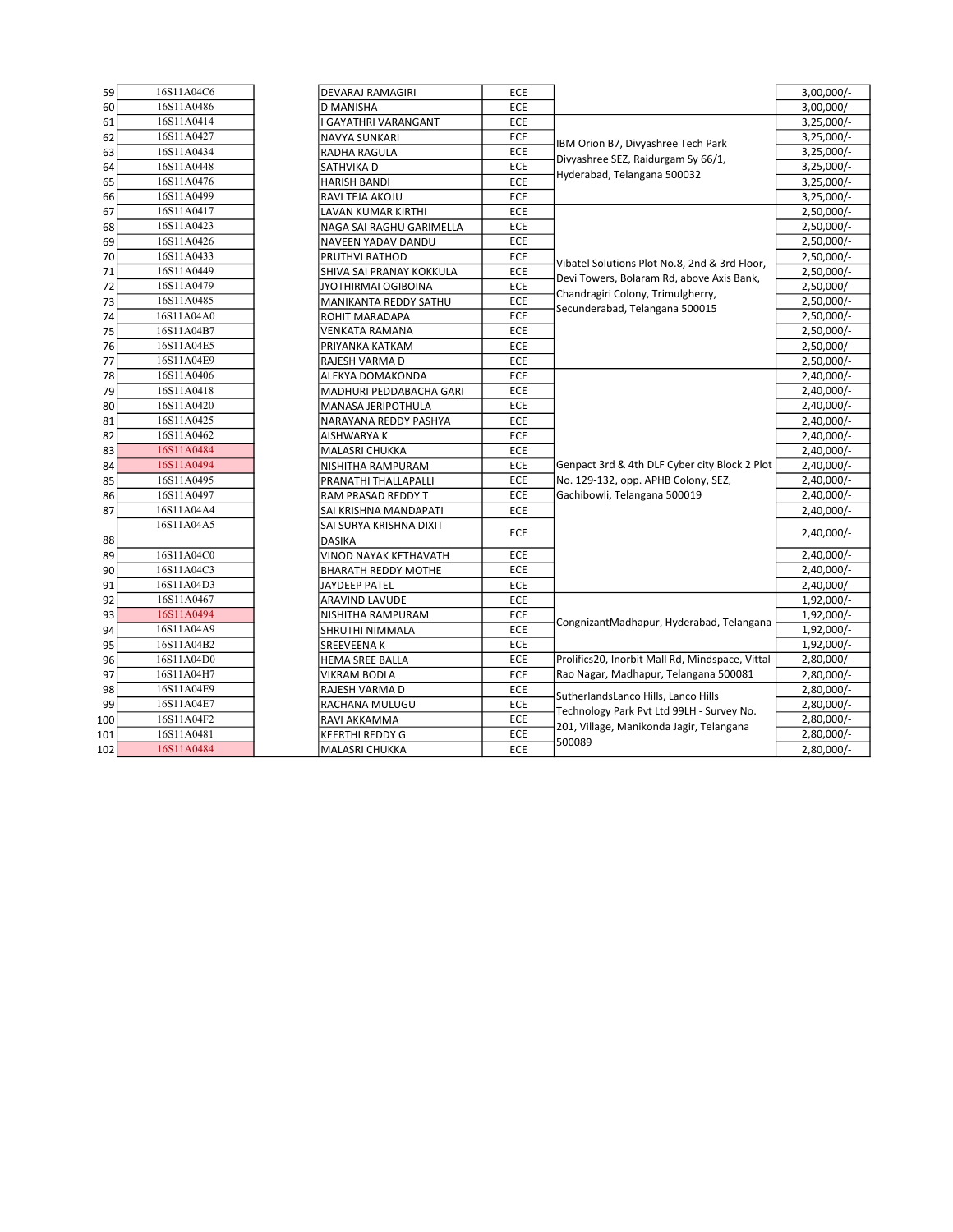| | | | | | | |
|---|---|---|---|---|---|---|
| 59 | 16S11A04C6 | | DEVARAJ RAMAGIRI | ECE | | 3,00,000/- |
| 60 | 16S11A0486 | | D MANISHA | ECE | | 3,00,000/- |
| 61 | 16S11A0414 | | I GAYATHRI VARANGANT | ECE | IBM Orion B7, Divyashree Tech Park Divyashree SEZ, Raidurgam Sy 66/1, Hyderabad, Telangana 500032 | 3,25,000/- |
| 62 | 16S11A0427 | | NAVYA SUNKARI | ECE | | 3,25,000/- |
| 63 | 16S11A0434 | | RADHA RAGULA | ECE | | 3,25,000/- |
| 64 | 16S11A0448 | | SATHVIKA D | ECE | | 3,25,000/- |
| 65 | 16S11A0476 | | HARISH BANDI | ECE | | 3,25,000/- |
| 66 | 16S11A0499 | | RAVI TEJA AKOJU | ECE | | 3,25,000/- |
| 67 | 16S11A0417 | | LAVAN KUMAR KIRTHI | ECE | Vibatel Solutions Plot No.8, 2nd & 3rd Floor, Devi Towers, Bolaram Rd, above Axis Bank, Chandragiri Colony, Trimulgherry, Secunderabad, Telangana 500015 | 2,50,000/- |
| 68 | 16S11A0423 | | NAGA SAI RAGHU GARIMELLA | ECE | | 2,50,000/- |
| 69 | 16S11A0426 | | NAVEEN YADAV DANDU | ECE | | 2,50,000/- |
| 70 | 16S11A0433 | | PRUTHVI RATHOD | ECE | | 2,50,000/- |
| 71 | 16S11A0449 | | SHIVA SAI PRANAY KOKKULA | ECE | | 2,50,000/- |
| 72 | 16S11A0479 | | JYOTHIRMAI OGIBOINA | ECE | | 2,50,000/- |
| 73 | 16S11A0485 | | MANIKANTA REDDY SATHU | ECE | | 2,50,000/- |
| 74 | 16S11A04A0 | | ROHIT MARADAPA | ECE | | 2,50,000/- |
| 75 | 16S11A04B7 | | VENKATA RAMANA | ECE | | 2,50,000/- |
| 76 | 16S11A04E5 | | PRIYANKA KATKAM | ECE | | 2,50,000/- |
| 77 | 16S11A04E9 | | RAJESH VARMA D | ECE | | 2,50,000/- |
| 78 | 16S11A0406 | | ALEKYA DOMAKONDA | ECE | Genpact 3rd & 4th DLF Cyber city Block 2 Plot No. 129-132, opp. APHB Colony, SEZ, Gachibowli, Telangana 500019 | 2,40,000/- |
| 79 | 16S11A0418 | | MADHURI PEDDABACHA GARI | ECE | | 2,40,000/- |
| 80 | 16S11A0420 | | MANASA JERIPOTHULA | ECE | | 2,40,000/- |
| 81 | 16S11A0425 | | NARAYANA REDDY PASHYA | ECE | | 2,40,000/- |
| 82 | 16S11A0462 | | AISHWARYA K | ECE | | 2,40,000/- |
| 83 | 16S11A0484 | | MALASRI CHUKKA | ECE | | 2,40,000/- |
| 84 | 16S11A0494 | | NISHITHA RAMPURAM | ECE | | 2,40,000/- |
| 85 | 16S11A0495 | | PRANATHI THALLAPALLI | ECE | | 2,40,000/- |
| 86 | 16S11A0497 | | RAM PRASAD REDDY T | ECE | | 2,40,000/- |
| 87 | 16S11A04A4 | | SAI KRISHNA MANDAPATI | ECE | | 2,40,000/- |
| 88 | 16S11A04A5 | | SAI SURYA KRISHNA DIXIT DASIKA | ECE | | 2,40,000/- |
| 89 | 16S11A04C0 | | VINOD NAYAK KETHAVATH | ECE | | 2,40,000/- |
| 90 | 16S11A04C3 | | BHARATH REDDY MOTHE | ECE | | 2,40,000/- |
| 91 | 16S11A04D3 | | JAYDEEP PATEL | ECE | | 2,40,000/- |
| 92 | 16S11A0467 | | ARAVIND LAVUDE | ECE | CongnizantMadhapur, Hyderabad, Telangana | 1,92,000/- |
| 93 | 16S11A0494 | | NISHITHA RAMPURAM | ECE | | 1,92,000/- |
| 94 | 16S11A04A9 | | SHRUTHI NIMMALA | ECE | | 1,92,000/- |
| 95 | 16S11A04B2 | | SREEVEENA K | ECE | | 1,92,000/- |
| 96 | 16S11A04D0 | | HEMA SREE BALLA | ECE | Prolifics20, Inorbit Mall Rd, Mindspace, Vittal Rao Nagar, Madhapur, Telangana 500081 | 2,80,000/- |
| 97 | 16S11A04H7 | | VIKRAM BODLA | ECE | | 2,80,000/- |
| 98 | 16S11A04E9 | | RAJESH VARMA D | ECE | SutherlandsLanco Hills, Lanco Hills Technology Park Pvt Ltd 99LH - Survey No. 201, Village, Manikonda Jagir, Telangana 500089 | 2,80,000/- |
| 99 | 16S11A04E7 | | RACHANA MULUGU | ECE | | 2,80,000/- |
| 100 | 16S11A04F2 | | RAVI AKKAMMA | ECE | | 2,80,000/- |
| 101 | 16S11A0481 | | KEERTHI REDDY G | ECE | | 2,80,000/- |
| 102 | 16S11A0484 | | MALASRI CHUKKA | ECE | | 2,80,000/- |